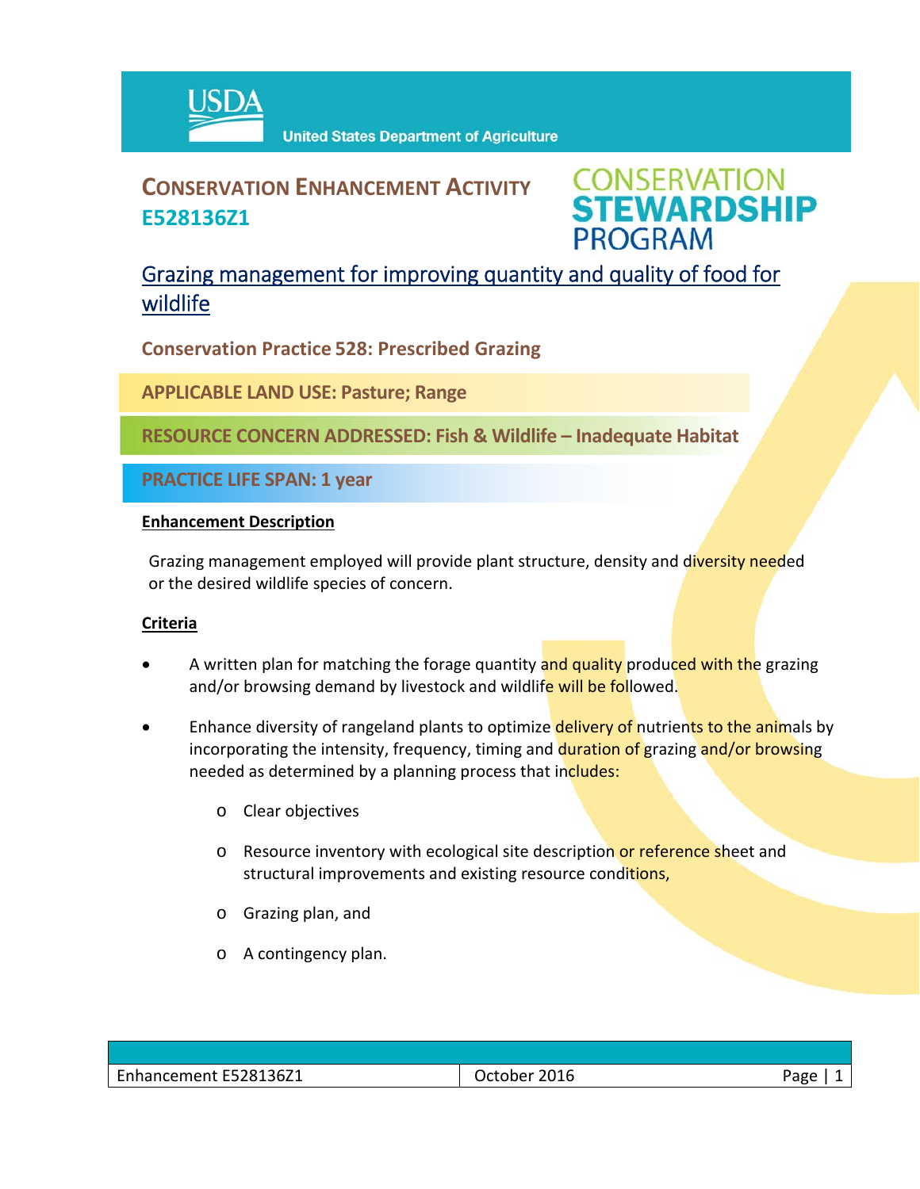USDA United States Department of Agriculture

# CONSERVATION ENHANCEMENT ACTIVITY E528136Z1

CONSERVATION STEWARDSHIP PROGRAM

## Grazing management for improving quantity and quality of food for wildlife

**Conservation Practice 528: Prescribed Grazing**

**APPLICABLE LAND USE: Pasture; Range**

**RESOURCE CONCERN ADDRESSED: Fish & Wildlife – Inadequate Habitat**

**PRACTICE LIFE SPAN: 1 year**

### Enhancement Description

Grazing management employed will provide plant structure, density and diversity needed or the desired wildlife species of concern.

### Criteria

- A written plan for matching the forage quantity and quality produced with the grazing and/or browsing demand by livestock and wildlife will be followed.
- Enhance diversity of rangeland plants to optimize delivery of nutrients to the animals by incorporating the intensity, frequency, timing and duration of grazing and/or browsing needed as determined by a planning process that includes:
  - Clear objectives
  - Resource inventory with ecological site description or reference sheet and structural improvements and existing resource conditions,
  - Grazing plan, and
  - A contingency plan.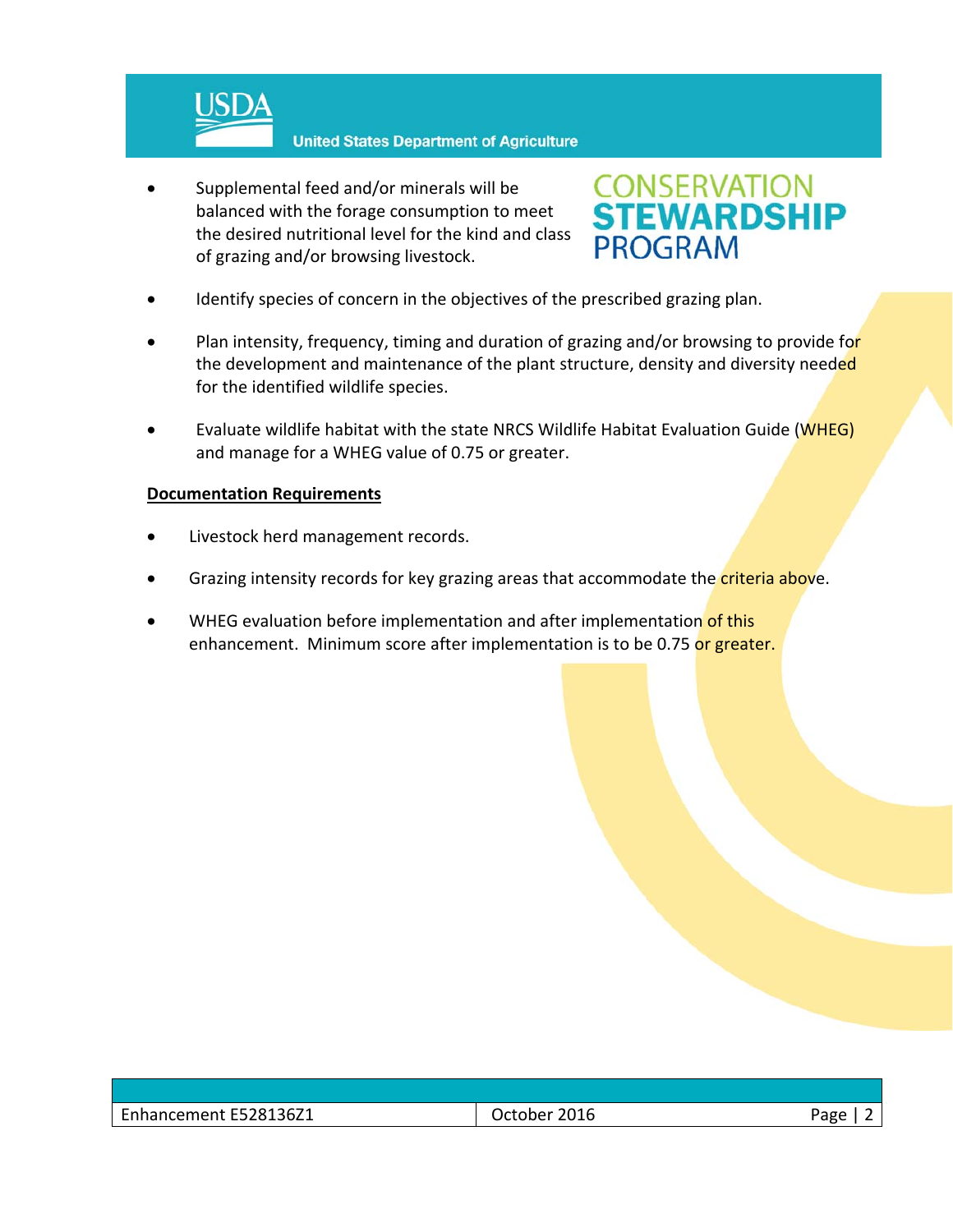- Supplemental feed and/or minerals will be balanced with the forage consumption to meet the desired nutritional level for the kind and class of grazing and/or browsing livestock.
- Identify species of concern in the objectives of the prescribed grazing plan.
- Plan intensity, frequency, timing and duration of grazing and/or browsing to provide for the development and maintenance of the plant structure, density and diversity needed for the identified wildlife species.
- Evaluate wildlife habitat with the state NRCS Wildlife Habitat Evaluation Guide (WHEG) and manage for a WHEG value of 0.75 or greater.

**Documentation Requirements**

- Livestock herd management records.
- Grazing intensity records for key grazing areas that accommodate the criteria above.
- WHEG evaluation before implementation and after implementation of this enhancement. Minimum score after implementation is to be 0.75 or greater.